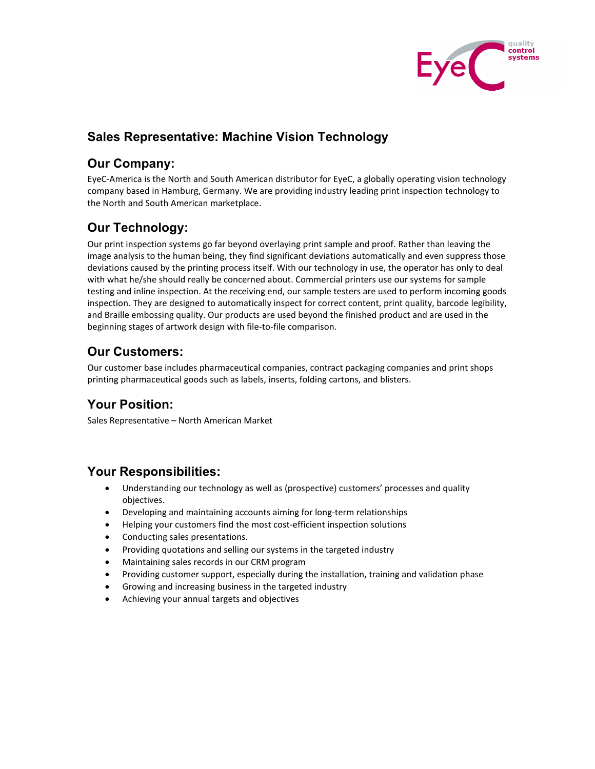# Sales Representative: Machine Vision Technology

## Our Company:

EyeC-America is the North and South American distributor for EyeC, a globally operating vision technology company based in Hamburg, Germany. We are providing industry leading print inspection technology to the North and South American marketplace.

## Our Technology:

Our print inspection systems go far beyond overlaying print sample and proof. Rather than leaving the image analysis to the human being, they find significant deviations automatically and even suppress those deviations caused by the printing process itself. With our technology in use, the operator has only to deal with what he/she should really be concerned about. Commercial printers use our systems for sample testing and inline inspection. At the receiving end, our sample testers are used to perform incoming goods inspection. They are designed to automatically inspect for correct content, print quality, barcode legibility, and Braille embossing quality. Our products are used beyond the finished product and are used in the beginning stages of artwork design with file-to-file comparison.

## Our Customers:

Our customer base includes pharmaceutical companies, contract packaging companies and print shops printing pharmaceutical goods such as labels, inserts, folding cartons, and blisters.

## Your Position:

Sales Representative – North American Market

## Your Responsibilities:

- Understanding our technology as well as (prospective) customers' processes and quality objectives.
- Developing and maintaining accounts aiming for long-term relationships
- Helping your customers find the most cost-efficient inspection solutions
- Conducting sales presentations.
- Providing quotations and selling our systems in the targeted industry
- Maintaining sales records in our CRM program
- Providing customer support, especially during the installation, training and validation phase
- Growing and increasing business in the targeted industry
- Achieving your annual targets and objectives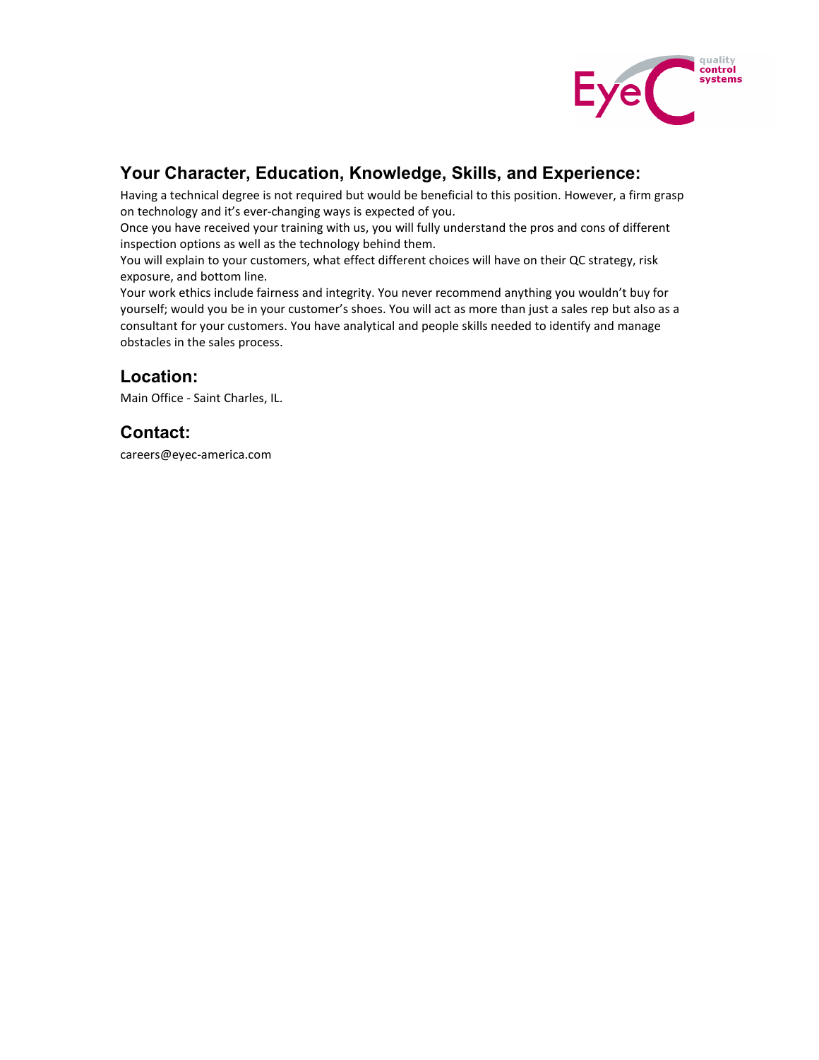## Your Character, Education, Knowledge, Skills, and Experience:

Having a technical degree is not required but would be beneficial to this position. However, a firm grasp on technology and it's ever-changing ways is expected of you.
Once you have received your training with us, you will fully understand the pros and cons of different inspection options as well as the technology behind them.
You will explain to your customers, what effect different choices will have on their QC strategy, risk exposure, and bottom line.
Your work ethics include fairness and integrity. You never recommend anything you wouldn't buy for yourself; would you be in your customer's shoes. You will act as more than just a sales rep but also as a consultant for your customers. You have analytical and people skills needed to identify and manage obstacles in the sales process.

## Location:

Main Office - Saint Charles, IL.

## Contact:

careers@eyec-america.com